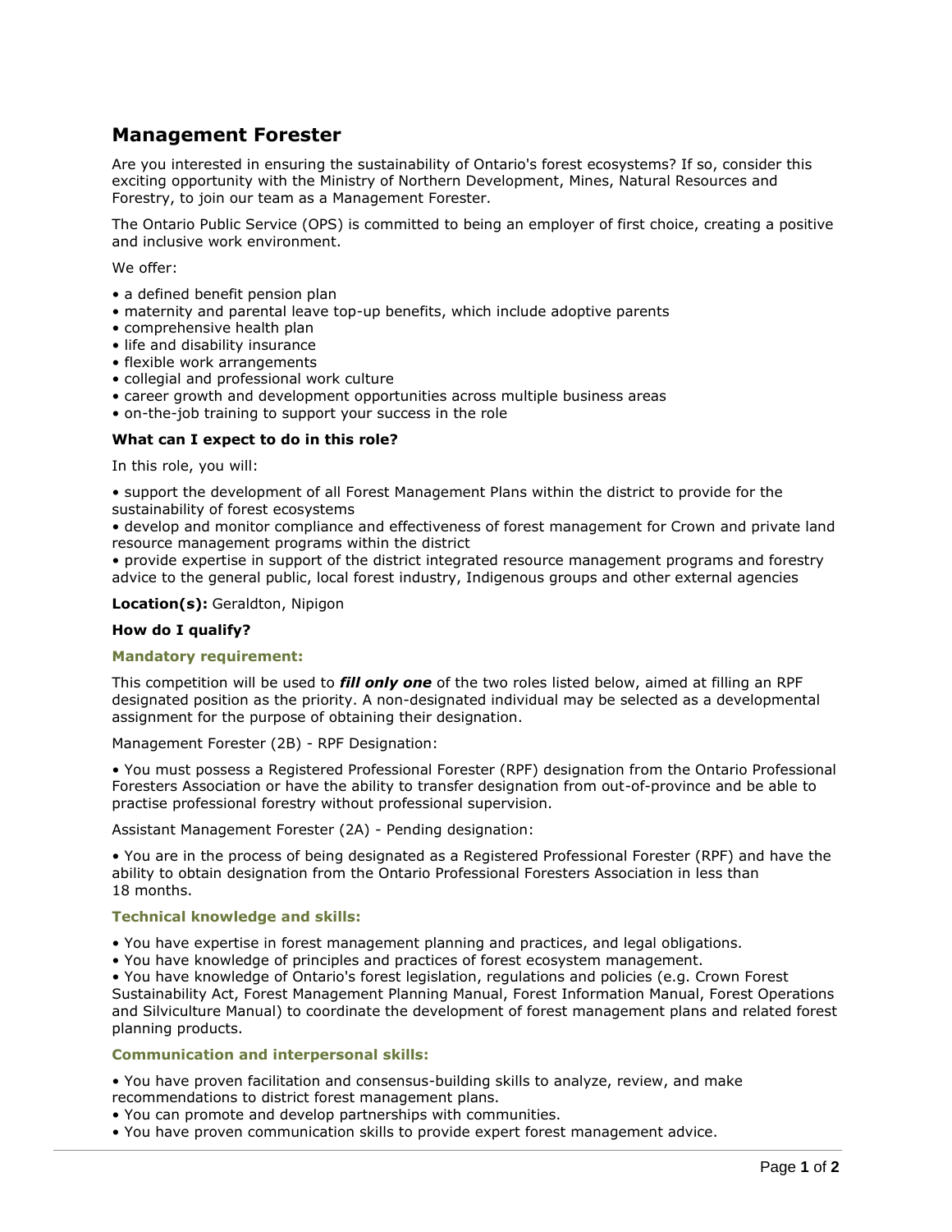# Management Forester

Are you interested in ensuring the sustainability of Ontario's forest ecosystems? If so, consider this exciting opportunity with the Ministry of Northern Development, Mines, Natural Resources and Forestry, to join our team as a Management Forester.

The Ontario Public Service (OPS) is committed to being an employer of first choice, creating a positive and inclusive work environment.

We offer:

- a defined benefit pension plan
- maternity and parental leave top-up benefits, which include adoptive parents
- comprehensive health plan
- life and disability insurance
- flexible work arrangements
- collegial and professional work culture
- career growth and development opportunities across multiple business areas
- on-the-job training to support your success in the role

### What can I expect to do in this role?

In this role, you will:

- support the development of all Forest Management Plans within the district to provide for the sustainability of forest ecosystems
- develop and monitor compliance and effectiveness of forest management for Crown and private land resource management programs within the district
- provide expertise in support of the district integrated resource management programs and forestry advice to the general public, local forest industry, Indigenous groups and other external agencies

**Location(s):** Geraldton, Nipigon

### How do I qualify?

#### Mandatory requirement:

This competition will be used to ***fill only one*** of the two roles listed below, aimed at filling an RPF designated position as the priority. A non-designated individual may be selected as a developmental assignment for the purpose of obtaining their designation.

Management Forester (2B) - RPF Designation:

- You must possess a Registered Professional Forester (RPF) designation from the Ontario Professional Foresters Association or have the ability to transfer designation from out-of-province and be able to practise professional forestry without professional supervision.

Assistant Management Forester (2A) - Pending designation:

- You are in the process of being designated as a Registered Professional Forester (RPF) and have the ability to obtain designation from the Ontario Professional Foresters Association in less than 18 months.

#### Technical knowledge and skills:

- You have expertise in forest management planning and practices, and legal obligations.
- You have knowledge of principles and practices of forest ecosystem management.
- You have knowledge of Ontario's forest legislation, regulations and policies (e.g. Crown Forest Sustainability Act, Forest Management Planning Manual, Forest Information Manual, Forest Operations and Silviculture Manual) to coordinate the development of forest management plans and related forest planning products.

#### Communication and interpersonal skills:

- You have proven facilitation and consensus-building skills to analyze, review, and make recommendations to district forest management plans.
- You can promote and develop partnerships with communities.
- You have proven communication skills to provide expert forest management advice.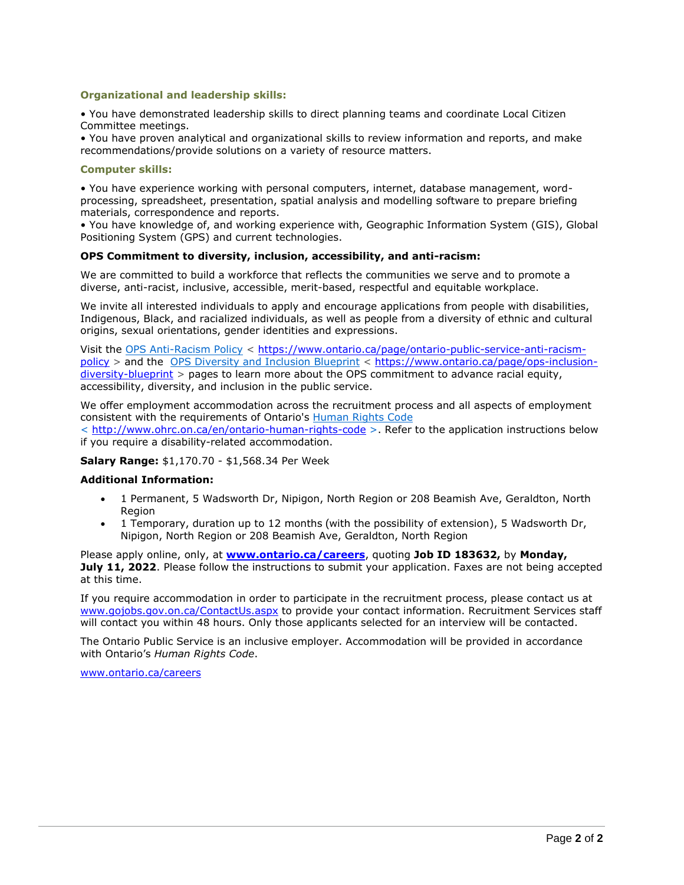### Organizational and leadership skills:

• You have demonstrated leadership skills to direct planning teams and coordinate Local Citizen Committee meetings.
• You have proven analytical and organizational skills to review information and reports, and make recommendations/provide solutions on a variety of resource matters.

### Computer skills:

• You have experience working with personal computers, internet, database management, word-processing, spreadsheet, presentation, spatial analysis and modelling software to prepare briefing materials, correspondence and reports.
• You have knowledge of, and working experience with, Geographic Information System (GIS), Global Positioning System (GPS) and current technologies.

**OPS Commitment to diversity, inclusion, accessibility, and anti-racism:**

We are committed to build a workforce that reflects the communities we serve and to promote a diverse, anti-racist, inclusive, accessible, merit-based, respectful and equitable workplace.

We invite all interested individuals to apply and encourage applications from people with disabilities, Indigenous, Black, and racialized individuals, as well as people from a diversity of ethnic and cultural origins, sexual orientations, gender identities and expressions.

Visit the [OPS Anti-Racism Policy](https://www.ontario.ca/page/ontario-public-service-anti-racism-policy) < https://www.ontario.ca/page/ontario-public-service-anti-racism-policy > and the [OPS Diversity and Inclusion Blueprint](https://www.ontario.ca/page/ops-inclusion-diversity-blueprint) < https://www.ontario.ca/page/ops-inclusion-diversity-blueprint > pages to learn more about the OPS commitment to advance racial equity, accessibility, diversity, and inclusion in the public service.

We offer employment accommodation across the recruitment process and all aspects of employment consistent with the requirements of Ontario's [Human Rights Code](http://www.ohrc.on.ca/en/ontario-human-rights-code) < http://www.ohrc.on.ca/en/ontario-human-rights-code >. Refer to the application instructions below if you require a disability-related accommodation.

**Salary Range:** $1,170.70 - $1,568.34 Per Week

**Additional Information:**

- 1 Permanent, 5 Wadsworth Dr, Nipigon, North Region or 208 Beamish Ave, Geraldton, North Region
- 1 Temporary, duration up to 12 months (with the possibility of extension), 5 Wadsworth Dr, Nipigon, North Region or 208 Beamish Ave, Geraldton, North Region

Please apply online, only, at **[www.ontario.ca/careers](http://www.ontario.ca/careers)**, quoting **Job ID 183632,** by **Monday, July 11, 2022**. Please follow the instructions to submit your application. Faxes are not being accepted at this time.

If you require accommodation in order to participate in the recruitment process, please contact us at [www.gojobs.gov.on.ca/ContactUs.aspx](http://www.gojobs.gov.on.ca/ContactUs.aspx) to provide your contact information. Recruitment Services staff will contact you within 48 hours. Only those applicants selected for an interview will be contacted.

The Ontario Public Service is an inclusive employer. Accommodation will be provided in accordance with Ontario's *Human Rights Code*.

[www.ontario.ca/careers](http://www.ontario.ca/careers)